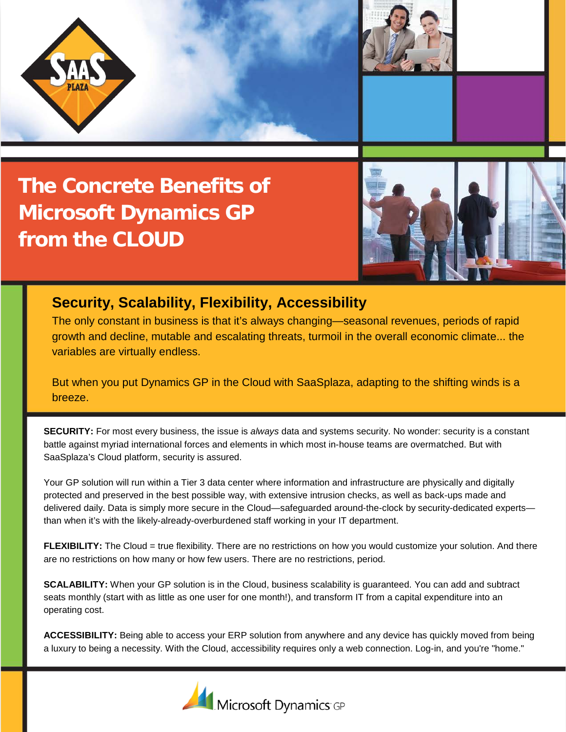# The Concrete Benefits of Microsoft Dynamics GP from the CLOUD

## Security, Scalability, Flexibility, Accessibility

The only constant in business is that it's always changing—seasonal revenues, periods of rapid growth and decline, mutable and escalating threats, turmoil in the overall economic climate... the variables are virtually endless.

But when you put Dynamics GP in the Cloud with SaaSplaza, adapting to the shifting winds is a breeze.

**SECURITY:** For most every business, the issue is *always* data and systems security. No wonder: security is a constant battle against myriad international forces and elements in which most in-house teams are overmatched. But with SaaSplaza's Cloud platform, security is assured.

Your GP solution will run within a Tier 3 data center where information and infrastructure are physically and digitally protected and preserved in the best possible way, with extensive intrusion checks, as well as back-ups made and delivered daily. Data is simply more secure in the Cloud—safeguarded around-the-clock by security-dedicated experts—than when it's with the likely-already-overburdened staff working in your IT department.

**FLEXIBILITY:** The Cloud = true flexibility. There are no restrictions on how you would customize your solution. And there are no restrictions on how many or how few users. There are no restrictions, period.

**SCALABILITY:** When your GP solution is in the Cloud, business scalability is guaranteed. You can add and subtract seats monthly (start with as little as one user for one month!), and transform IT from a capital expenditure into an operating cost.

**ACCESSIBILITY:** Being able to access your ERP solution from anywhere and any device has quickly moved from being a luxury to being a necessity. With the Cloud, accessibility requires only a web connection. Log-in, and you're "home."

Microsoft Dynamics GP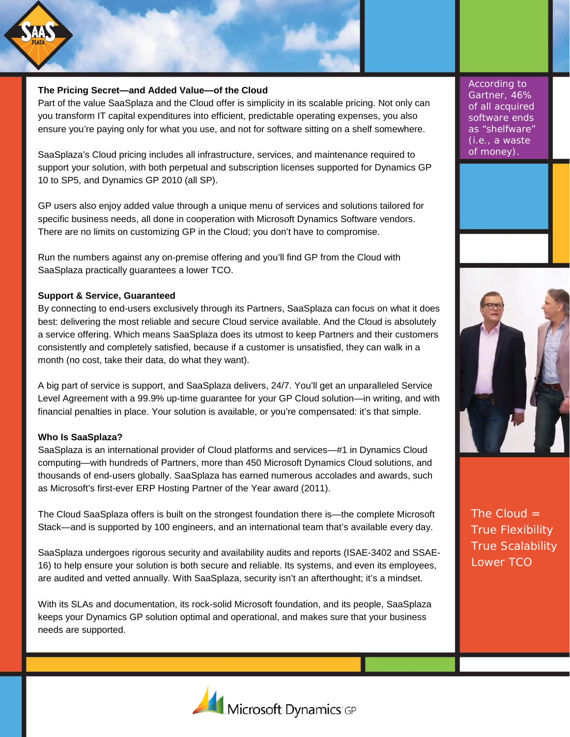### The Pricing Secret—and Added Value—of the Cloud

Part of the value SaaSplaza and the Cloud offer is simplicity in its scalable pricing. Not only can you transform IT capital expenditures into efficient, predictable operating expenses, you also ensure you're paying only for what you use, and not for software sitting on a shelf somewhere.

SaaSplaza's Cloud pricing includes all infrastructure, services, and maintenance required to support your solution, with both perpetual and subscription licenses supported for Dynamics GP 10 to SP5, and Dynamics GP 2010 (all SP).

GP users also enjoy added value through a unique menu of services and solutions tailored for specific business needs, all done in cooperation with Microsoft Dynamics Software vendors. There are no limits on customizing GP in the Cloud; you don't have to compromise.

Run the numbers against any on-premise offering and you'll find GP from the Cloud with SaaSplaza practically guarantees a lower TCO.

According to Gartner, 46% of all acquired software ends as "shelfware" (i.e., a waste of money).

### Support & Service, Guaranteed

By connecting to end-users exclusively through its Partners, SaaSplaza can focus on what it does best: delivering the most reliable and secure Cloud service available. And the Cloud is absolutely a service offering. Which means SaaSplaza does its utmost to keep Partners and their customers consistently and completely satisfied, because if a customer is unsatisfied, they can walk in a month (no cost, take their data, do what they want).

A big part of service is support, and SaaSplaza delivers, 24/7. You'll get an unparalleled Service Level Agreement with a 99.9% up-time guarantee for your GP Cloud solution—in writing, and with financial penalties in place. Your solution is available, or you're compensated: it's that simple.

### Who Is SaaSplaza?

SaaSplaza is an international provider of Cloud platforms and services—#1 in Dynamics Cloud computing—with hundreds of Partners, more than 450 Microsoft Dynamics Cloud solutions, and thousands of end-users globally. SaaSplaza has earned numerous accolades and awards, such as Microsoft's first-ever ERP Hosting Partner of the Year award (2011).

The Cloud SaaSplaza offers is built on the strongest foundation there is—the complete Microsoft Stack—and is supported by 100 engineers, and an international team that's available every day.

SaaSplaza undergoes rigorous security and availability audits and reports (ISAE-3402 and SSAE-16) to help ensure your solution is both secure and reliable. Its systems, and even its employees, are audited and vetted annually. With SaaSplaza, security isn't an afterthought; it's a mindset.

With its SLAs and documentation, its rock-solid Microsoft foundation, and its people, SaaSplaza keeps your Dynamics GP solution optimal and operational, and makes sure that your business needs are supported.

The Cloud =
True Flexibility
True Scalability
Lower TCO

Microsoft Dynamics GP